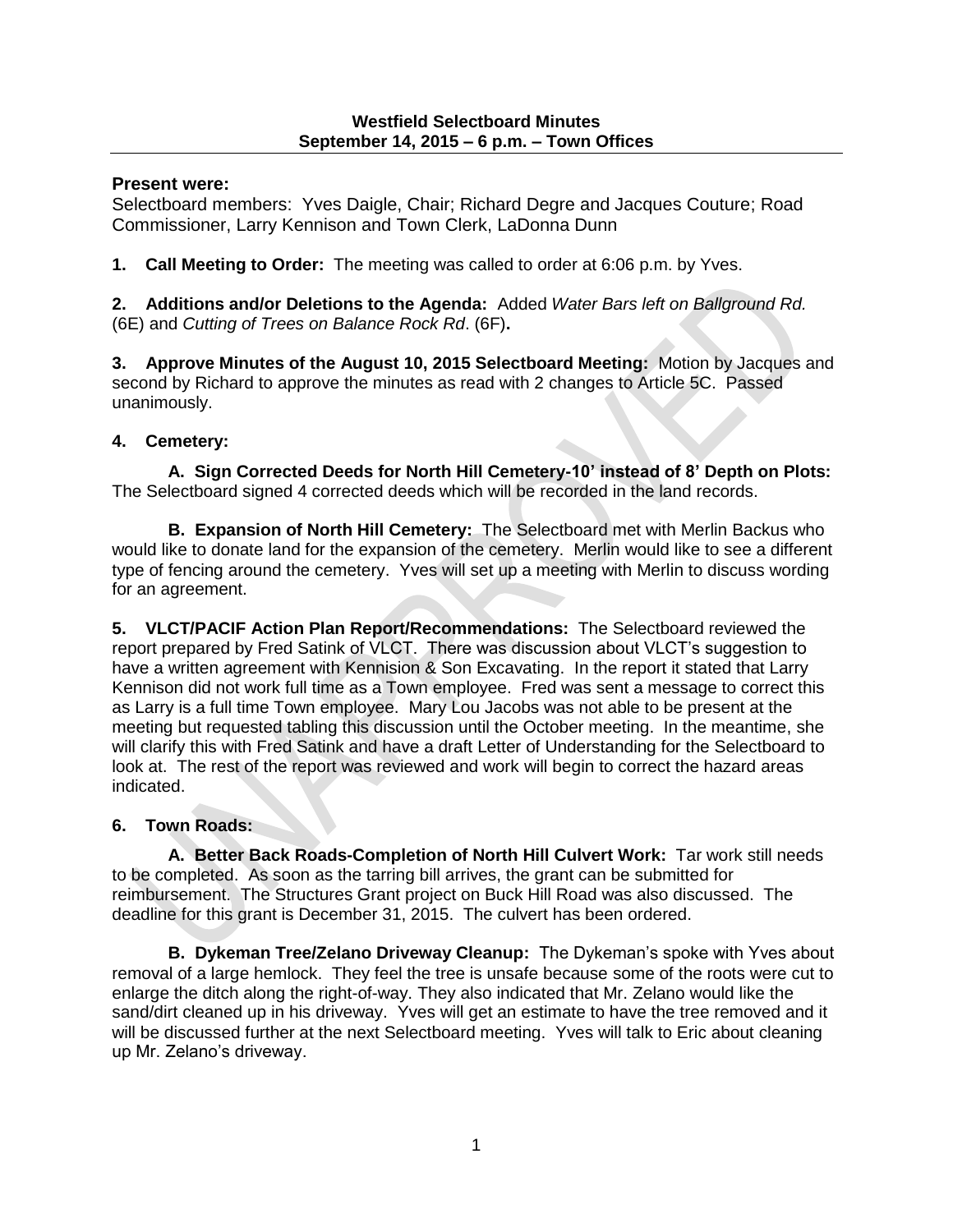**Westfield Selectboard Minutes**
**September 14, 2015 – 6 p.m. – Town Offices**

**Present were:**
Selectboard members: Yves Daigle, Chair; Richard Degre and Jacques Couture; Road Commissioner, Larry Kennison and Town Clerk, LaDonna Dunn

**1. Call Meeting to Order:** The meeting was called to order at 6:06 p.m. by Yves.

**2. Additions and/or Deletions to the Agenda:** Added *Water Bars left on Ballground Rd.* (6E) and *Cutting of Trees on Balance Rock Rd*. (6F)**.**

**3. Approve Minutes of the August 10, 2015 Selectboard Meeting:** Motion by Jacques and second by Richard to approve the minutes as read with 2 changes to Article 5C. Passed unanimously.

**4. Cemetery:**

**A. Sign Corrected Deeds for North Hill Cemetery-10' instead of 8' Depth on Plots:** The Selectboard signed 4 corrected deeds which will be recorded in the land records.

**B. Expansion of North Hill Cemetery:** The Selectboard met with Merlin Backus who would like to donate land for the expansion of the cemetery. Merlin would like to see a different type of fencing around the cemetery. Yves will set up a meeting with Merlin to discuss wording for an agreement.

**5. VLCT/PACIF Action Plan Report/Recommendations:** The Selectboard reviewed the report prepared by Fred Satink of VLCT. There was discussion about VLCT's suggestion to have a written agreement with Kennision & Son Excavating. In the report it stated that Larry Kennison did not work full time as a Town employee. Fred was sent a message to correct this as Larry is a full time Town employee. Mary Lou Jacobs was not able to be present at the meeting but requested tabling this discussion until the October meeting. In the meantime, she will clarify this with Fred Satink and have a draft Letter of Understanding for the Selectboard to look at. The rest of the report was reviewed and work will begin to correct the hazard areas indicated.

**6. Town Roads:**

**A. Better Back Roads-Completion of North Hill Culvert Work:** Tar work still needs to be completed. As soon as the tarring bill arrives, the grant can be submitted for reimbursement. The Structures Grant project on Buck Hill Road was also discussed. The deadline for this grant is December 31, 2015. The culvert has been ordered.

**B. Dykeman Tree/Zelano Driveway Cleanup:** The Dykeman's spoke with Yves about removal of a large hemlock. They feel the tree is unsafe because some of the roots were cut to enlarge the ditch along the right-of-way. They also indicated that Mr. Zelano would like the sand/dirt cleaned up in his driveway. Yves will get an estimate to have the tree removed and it will be discussed further at the next Selectboard meeting. Yves will talk to Eric about cleaning up Mr. Zelano's driveway.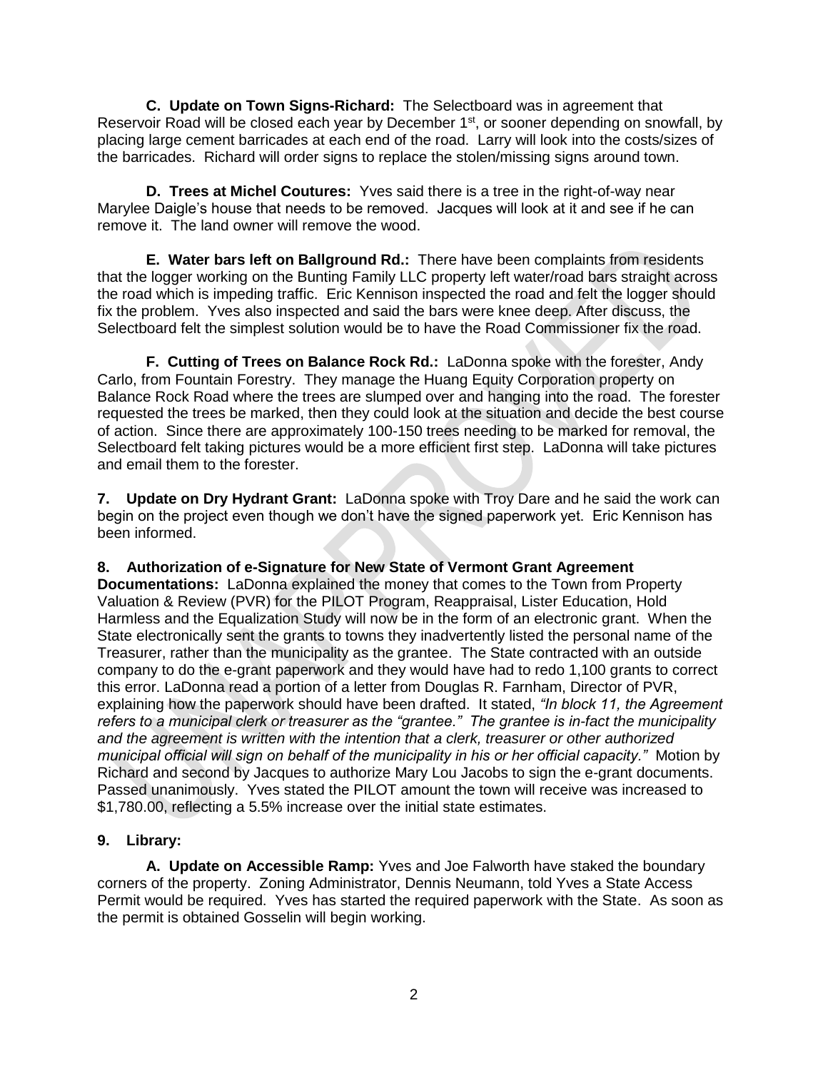**C. Update on Town Signs-Richard:** The Selectboard was in agreement that Reservoir Road will be closed each year by December 1st, or sooner depending on snowfall, by placing large cement barricades at each end of the road. Larry will look into the costs/sizes of the barricades. Richard will order signs to replace the stolen/missing signs around town.

**D. Trees at Michel Coutures:** Yves said there is a tree in the right-of-way near Marylee Daigle's house that needs to be removed. Jacques will look at it and see if he can remove it. The land owner will remove the wood.

**E. Water bars left on Ballground Rd.:** There have been complaints from residents that the logger working on the Bunting Family LLC property left water/road bars straight across the road which is impeding traffic. Eric Kennison inspected the road and felt the logger should fix the problem. Yves also inspected and said the bars were knee deep. After discuss, the Selectboard felt the simplest solution would be to have the Road Commissioner fix the road.

**F. Cutting of Trees on Balance Rock Rd.:** LaDonna spoke with the forester, Andy Carlo, from Fountain Forestry. They manage the Huang Equity Corporation property on Balance Rock Road where the trees are slumped over and hanging into the road. The forester requested the trees be marked, then they could look at the situation and decide the best course of action. Since there are approximately 100-150 trees needing to be marked for removal, the Selectboard felt taking pictures would be a more efficient first step. LaDonna will take pictures and email them to the forester.

**7. Update on Dry Hydrant Grant:** LaDonna spoke with Troy Dare and he said the work can begin on the project even though we don't have the signed paperwork yet. Eric Kennison has been informed.

**8. Authorization of e-Signature for New State of Vermont Grant Agreement Documentations:** LaDonna explained the money that comes to the Town from Property Valuation & Review (PVR) for the PILOT Program, Reappraisal, Lister Education, Hold Harmless and the Equalization Study will now be in the form of an electronic grant. When the State electronically sent the grants to towns they inadvertently listed the personal name of the Treasurer, rather than the municipality as the grantee. The State contracted with an outside company to do the e-grant paperwork and they would have had to redo 1,100 grants to correct this error. LaDonna read a portion of a letter from Douglas R. Farnham, Director of PVR, explaining how the paperwork should have been drafted. It stated, *"In block 11, the Agreement refers to a municipal clerk or treasurer as the "grantee." The grantee is in-fact the municipality and the agreement is written with the intention that a clerk, treasurer or other authorized municipal official will sign on behalf of the municipality in his or her official capacity."* Motion by Richard and second by Jacques to authorize Mary Lou Jacobs to sign the e-grant documents. Passed unanimously. Yves stated the PILOT amount the town will receive was increased to $1,780.00, reflecting a 5.5% increase over the initial state estimates.

**9. Library:**

**A. Update on Accessible Ramp:** Yves and Joe Falworth have staked the boundary corners of the property. Zoning Administrator, Dennis Neumann, told Yves a State Access Permit would be required. Yves has started the required paperwork with the State. As soon as the permit is obtained Gosselin will begin working.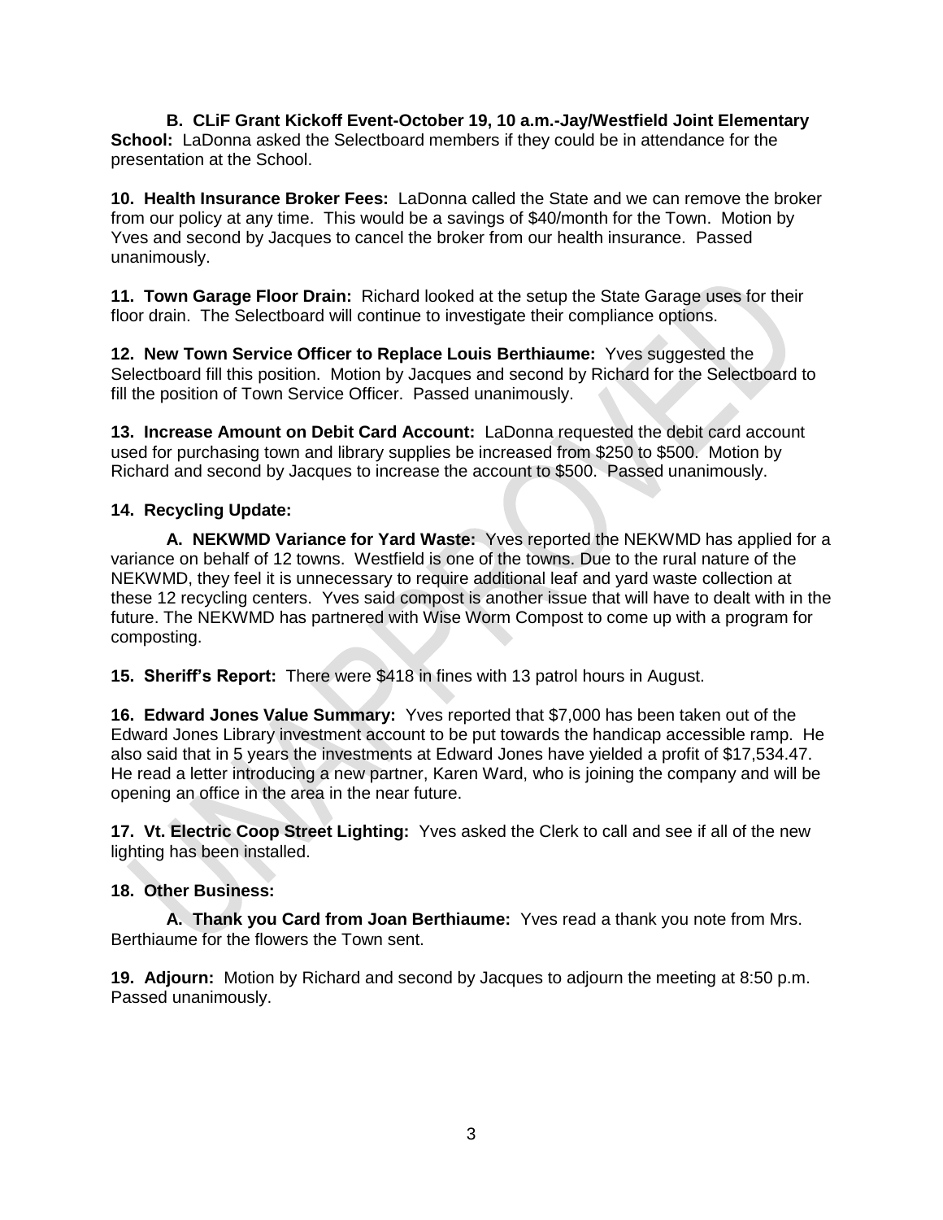**B. CLiF Grant Kickoff Event-October 19, 10 a.m.-Jay/Westfield Joint Elementary School:** LaDonna asked the Selectboard members if they could be in attendance for the presentation at the School.

**10. Health Insurance Broker Fees:** LaDonna called the State and we can remove the broker from our policy at any time. This would be a savings of $40/month for the Town. Motion by Yves and second by Jacques to cancel the broker from our health insurance. Passed unanimously.

**11. Town Garage Floor Drain:** Richard looked at the setup the State Garage uses for their floor drain. The Selectboard will continue to investigate their compliance options.

**12. New Town Service Officer to Replace Louis Berthiaume:** Yves suggested the Selectboard fill this position. Motion by Jacques and second by Richard for the Selectboard to fill the position of Town Service Officer. Passed unanimously.

**13. Increase Amount on Debit Card Account:** LaDonna requested the debit card account used for purchasing town and library supplies be increased from $250 to $500. Motion by Richard and second by Jacques to increase the account to $500. Passed unanimously.

**14. Recycling Update:**

**A. NEKWMD Variance for Yard Waste:** Yves reported the NEKWMD has applied for a variance on behalf of 12 towns. Westfield is one of the towns. Due to the rural nature of the NEKWMD, they feel it is unnecessary to require additional leaf and yard waste collection at these 12 recycling centers. Yves said compost is another issue that will have to dealt with in the future. The NEKWMD has partnered with Wise Worm Compost to come up with a program for composting.

**15. Sheriff's Report:** There were $418 in fines with 13 patrol hours in August.

**16. Edward Jones Value Summary:** Yves reported that $7,000 has been taken out of the Edward Jones Library investment account to be put towards the handicap accessible ramp. He also said that in 5 years the investments at Edward Jones have yielded a profit of $17,534.47. He read a letter introducing a new partner, Karen Ward, who is joining the company and will be opening an office in the area in the near future.

**17. Vt. Electric Coop Street Lighting:** Yves asked the Clerk to call and see if all of the new lighting has been installed.

**18. Other Business:**

**A. Thank you Card from Joan Berthiaume:** Yves read a thank you note from Mrs. Berthiaume for the flowers the Town sent.

**19. Adjourn:** Motion by Richard and second by Jacques to adjourn the meeting at 8:50 p.m. Passed unanimously.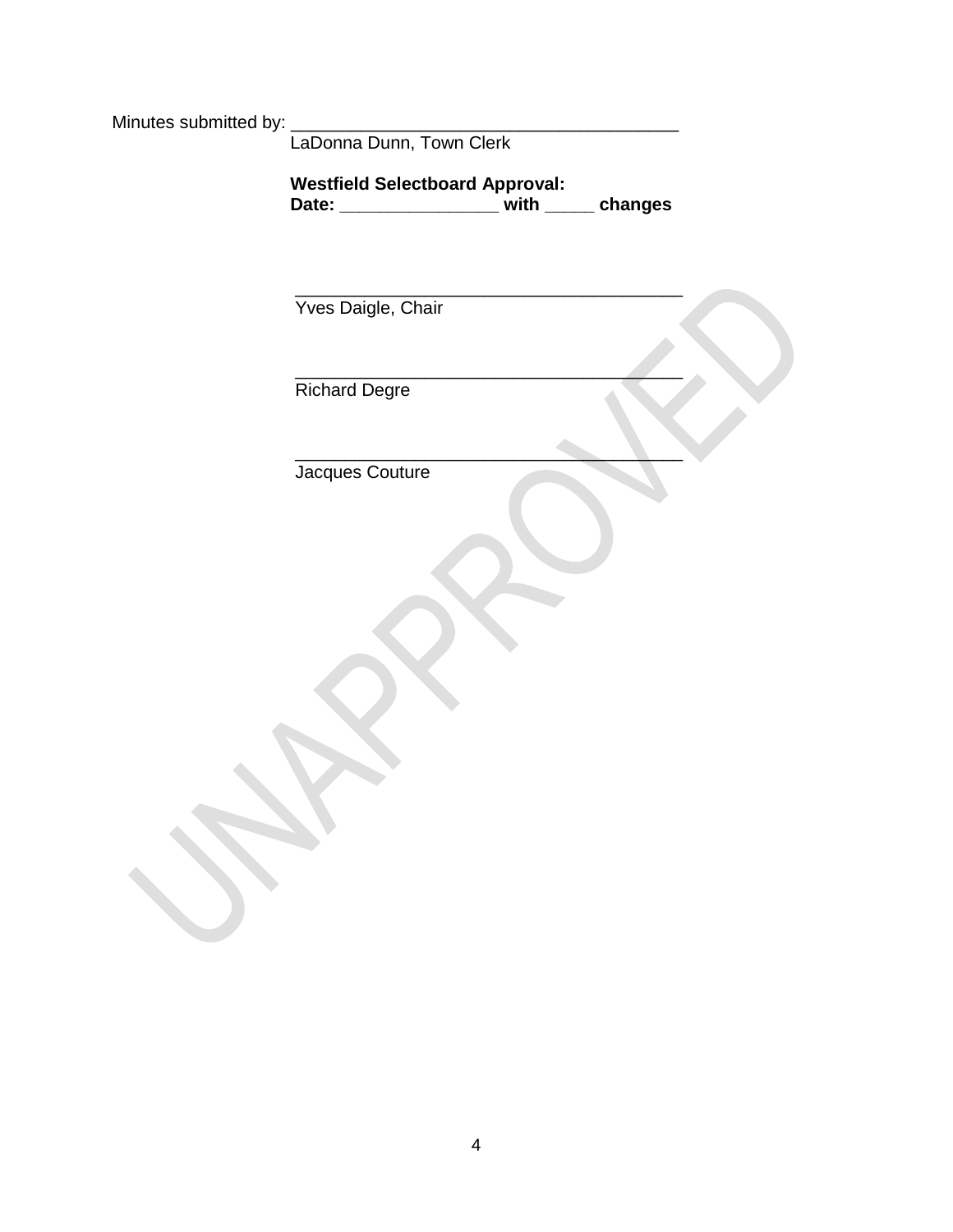Minutes submitted by: ________________________________________
LaDonna Dunn, Town Clerk

**Westfield Selectboard Approval:**
**Date: ________________ with _____ changes**

________________________________________
Yves Daigle, Chair

________________________________________
Richard Degre

________________________________________
Jacques Couture

UNAPPROVED